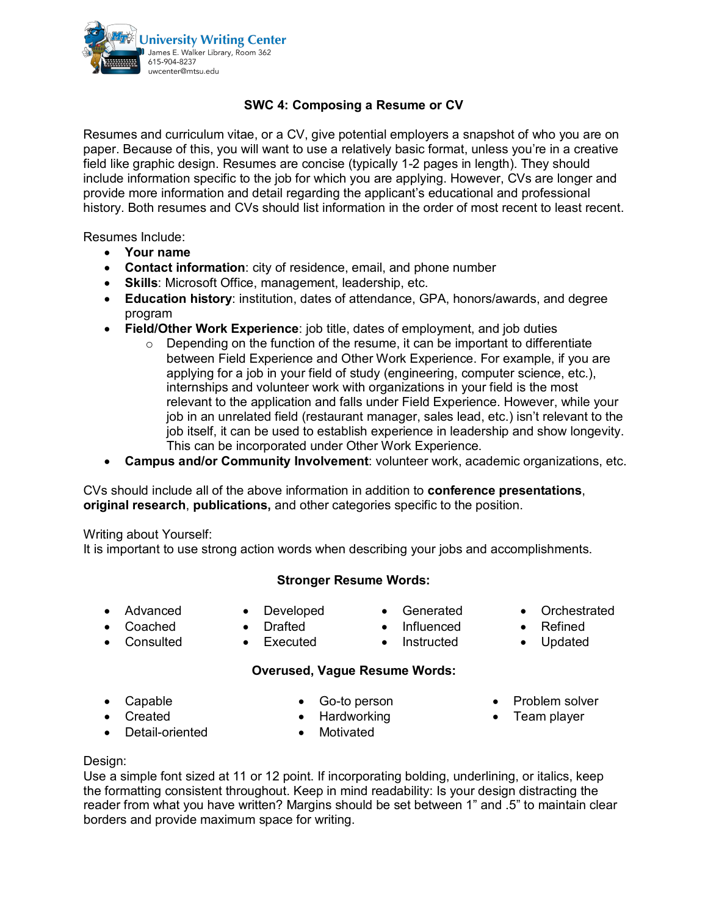University Writing Center
James E. Walker Library, Room 362
615-904-8237
uwcenter@mtsu.edu

## SWC 4: Composing a Resume or CV

Resumes and curriculum vitae, or a CV, give potential employers a snapshot of who you are on paper. Because of this, you will want to use a relatively basic format, unless you're in a creative field like graphic design. Resumes are concise (typically 1-2 pages in length). They should include information specific to the job for which you are applying. However, CVs are longer and provide more information and detail regarding the applicant's educational and professional history. Both resumes and CVs should list information in the order of most recent to least recent.

Resumes Include:

- **Your name**
- **Contact information**: city of residence, email, and phone number
- **Skills**: Microsoft Office, management, leadership, etc.
- **Education history**: institution, dates of attendance, GPA, honors/awards, and degree program
- **Field/Other Work Experience**: job title, dates of employment, and job duties
    - Depending on the function of the resume, it can be important to differentiate between Field Experience and Other Work Experience. For example, if you are applying for a job in your field of study (engineering, computer science, etc.), internships and volunteer work with organizations in your field is the most relevant to the application and falls under Field Experience. However, while your job in an unrelated field (restaurant manager, sales lead, etc.) isn't relevant to the job itself, it can be used to establish experience in leadership and show longevity. This can be incorporated under Other Work Experience.
- **Campus and/or Community Involvement**: volunteer work, academic organizations, etc.

CVs should include all of the above information in addition to **conference presentations**, **original research**, **publications,** and other categories specific to the position.

Writing about Yourself:
It is important to use strong action words when describing your jobs and accomplishments.

**Stronger Resume Words:**

- Advanced
- Coached
- Consulted
- Developed
- Drafted
- Executed
- Generated
- Influenced
- Instructed
- Orchestrated
- Refined
- Updated

**Overused, Vague Resume Words:**

- Capable
- Created
- Detail-oriented
- Go-to person
- Hardworking
- Motivated
- Problem solver
- Team player

Design:
Use a simple font sized at 11 or 12 point. If incorporating bolding, underlining, or italics, keep the formatting consistent throughout. Keep in mind readability: Is your design distracting the reader from what you have written? Margins should be set between 1" and .5" to maintain clear borders and provide maximum space for writing.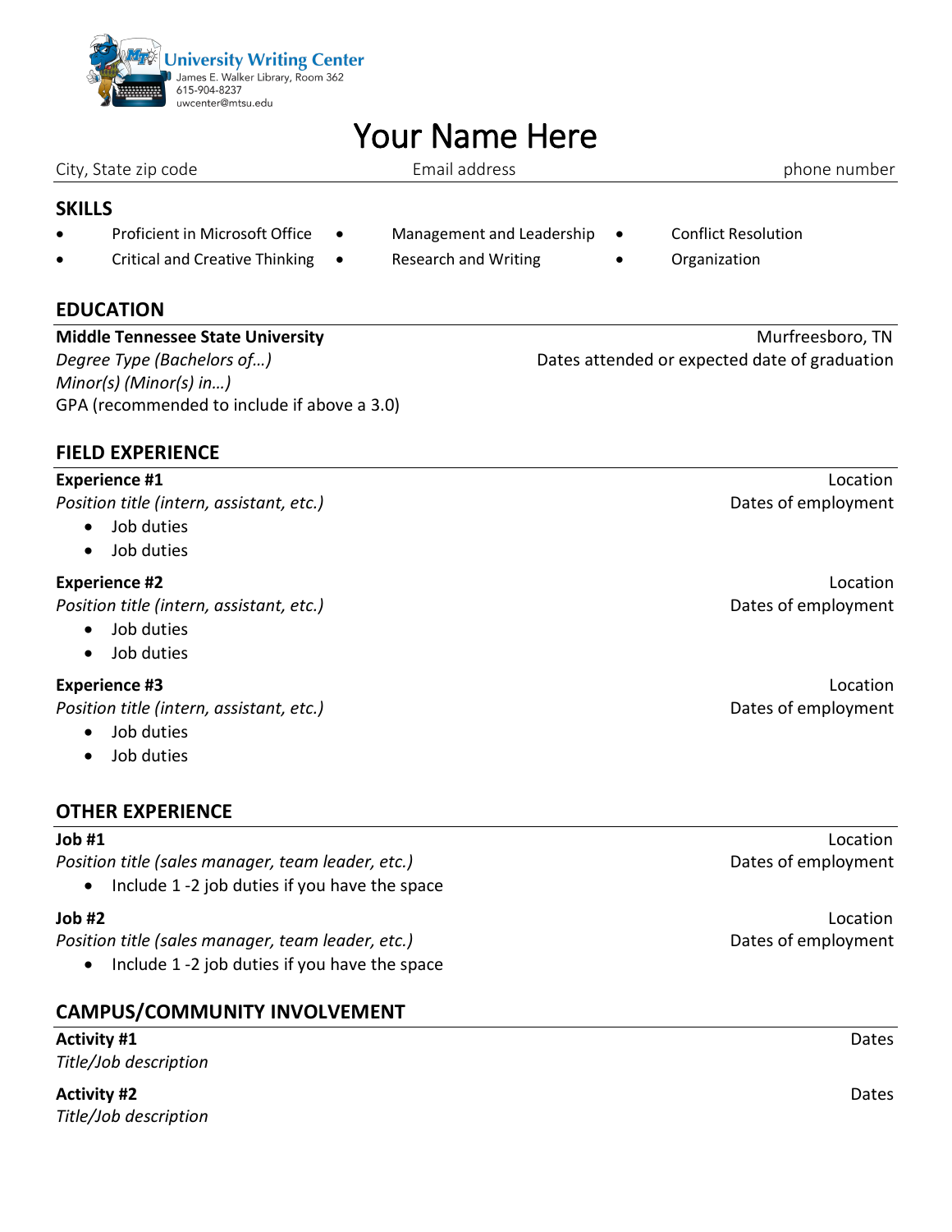University Writing Center
James E. Walker Library, Room 362
615-904-8237
uwcenter@mtsu.edu

# Your Name Here

City, State zip code | Email address | phone number

## SKILLS

- Proficient in Microsoft Office
- Management and Leadership
- Conflict Resolution
- Critical and Creative Thinking
- Research and Writing
- Organization

## EDUCATION

**Middle Tennessee State University** — Murfreesboro, TN
*Degree Type (Bachelors of…)* — Dates attended or expected date of graduation
*Minor(s) (Minor(s) in…)*
GPA (recommended to include if above a 3.0)

## FIELD EXPERIENCE

**Experience #1** — Location
*Position title (intern, assistant, etc.)* — Dates of employment
- Job duties
- Job duties

**Experience #2** — Location
*Position title (intern, assistant, etc.)* — Dates of employment
- Job duties
- Job duties

**Experience #3** — Location
*Position title (intern, assistant, etc.)* — Dates of employment
- Job duties
- Job duties

## OTHER EXPERIENCE

**Job #1** — Location
*Position title (sales manager, team leader, etc.)* — Dates of employment
- Include 1 -2 job duties if you have the space

**Job #2** — Location
*Position title (sales manager, team leader, etc.)* — Dates of employment
- Include 1 -2 job duties if you have the space

## CAMPUS/COMMUNITY INVOLVEMENT

**Activity #1** — Dates
*Title/Job description*

**Activity #2** — Dates
*Title/Job description*